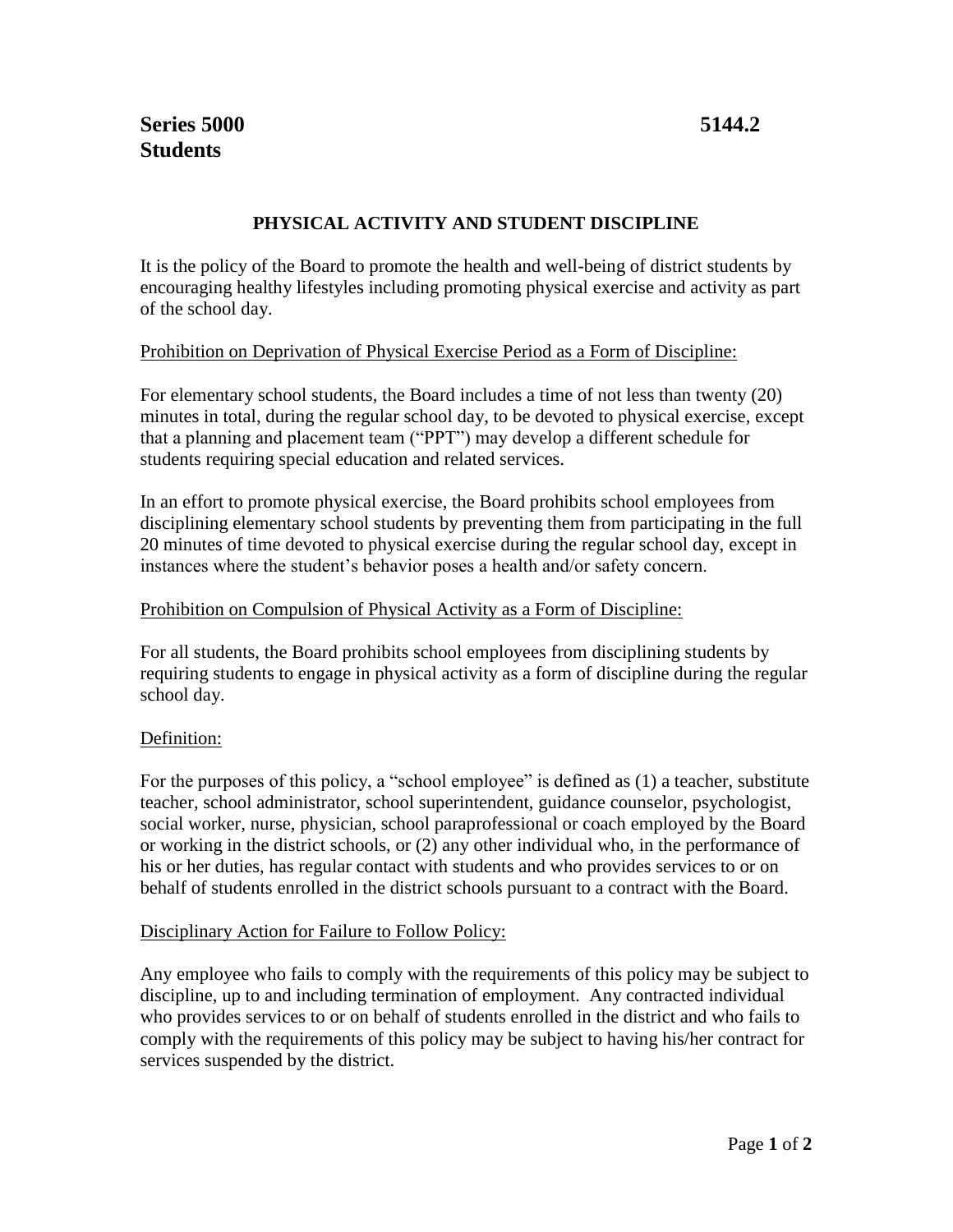**Series 5000** **5144.2**
**Students**

## PHYSICAL ACTIVITY AND STUDENT DISCIPLINE

It is the policy of the Board to promote the health and well-being of district students by encouraging healthy lifestyles including promoting physical exercise and activity as part of the school day.

<u>Prohibition on Deprivation of Physical Exercise Period as a Form of Discipline:</u>

For elementary school students, the Board includes a time of not less than twenty (20) minutes in total, during the regular school day, to be devoted to physical exercise, except that a planning and placement team ("PPT") may develop a different schedule for students requiring special education and related services.

In an effort to promote physical exercise, the Board prohibits school employees from disciplining elementary school students by preventing them from participating in the full 20 minutes of time devoted to physical exercise during the regular school day, except in instances where the student's behavior poses a health and/or safety concern.

<u>Prohibition on Compulsion of Physical Activity as a Form of Discipline:</u>

For all students, the Board prohibits school employees from disciplining students by requiring students to engage in physical activity as a form of discipline during the regular school day.

<u>Definition:</u>

For the purposes of this policy, a "school employee" is defined as (1) a teacher, substitute teacher, school administrator, school superintendent, guidance counselor, psychologist, social worker, nurse, physician, school paraprofessional or coach employed by the Board or working in the district schools, or (2) any other individual who, in the performance of his or her duties, has regular contact with students and who provides services to or on behalf of students enrolled in the district schools pursuant to a contract with the Board.

<u>Disciplinary Action for Failure to Follow Policy:</u>

Any employee who fails to comply with the requirements of this policy may be subject to discipline, up to and including termination of employment. Any contracted individual who provides services to or on behalf of students enrolled in the district and who fails to comply with the requirements of this policy may be subject to having his/her contract for services suspended by the district.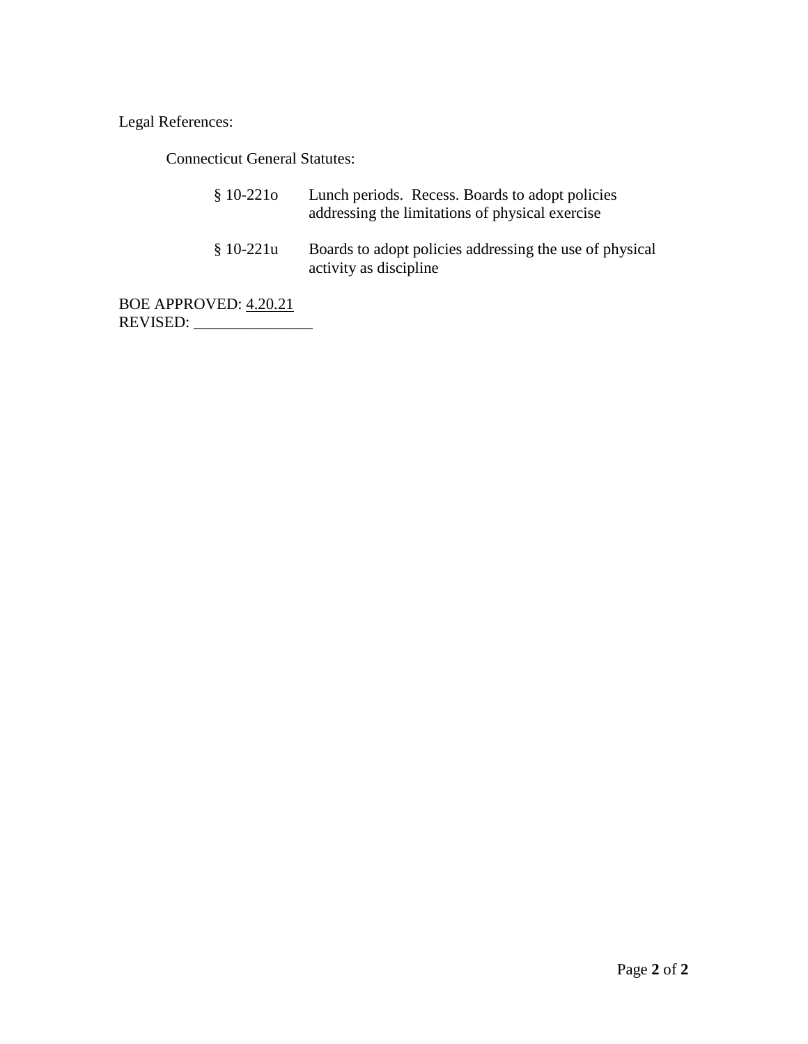Legal References:

Connecticut General Statutes:

§ 10-221o Lunch periods. Recess. Boards to adopt policies addressing the limitations of physical exercise

§ 10-221u Boards to adopt policies addressing the use of physical activity as discipline

BOE APPROVED: 4.20.21
REVISED: _______________